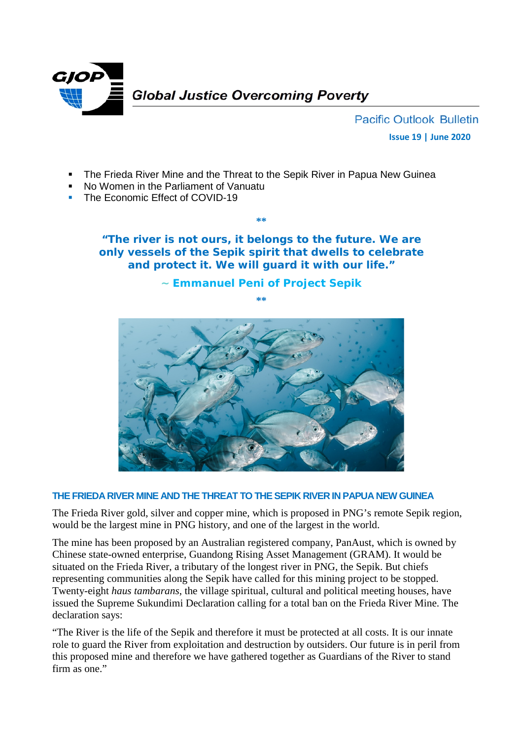# Global Justice Overcoming Poverty

**Pacific Outlook Bulletin**

**Issue 19 | June 2020**

- The Frieda River Mine and the Threat to the Sepik River in Papua New Guinea
- No Women in the Parliament of Vanuatu
- The Economic Effect of COVID-19

**

**"The river is not ours, it belongs to the future. We are only vessels of the Sepik spirit that dwells to celebrate and protect it. We will guard it with our life."**

**~ Emmanuel Peni of Project Sepik**

**

## THE FRIEDA RIVER MINE AND THE THREAT TO THE SEPIK RIVER IN PAPUA NEW GUINEA

The Frieda River gold, silver and copper mine, which is proposed in PNG's remote Sepik region, would be the largest mine in PNG history, and one of the largest in the world.

The mine has been proposed by an Australian registered company, PanAust, which is owned by Chinese state-owned enterprise, Guandong Rising Asset Management (GRAM). It would be situated on the Frieda River, a tributary of the longest river in PNG, the Sepik. But chiefs representing communities along the Sepik have called for this mining project to be stopped. Twenty-eight *haus tambarans*, the village spiritual, cultural and political meeting houses, have issued the Supreme Sukundimi Declaration calling for a total ban on the Frieda River Mine. The declaration says:

"The River is the life of the Sepik and therefore it must be protected at all costs. It is our innate role to guard the River from exploitation and destruction by outsiders. Our future is in peril from this proposed mine and therefore we have gathered together as Guardians of the River to stand firm as one."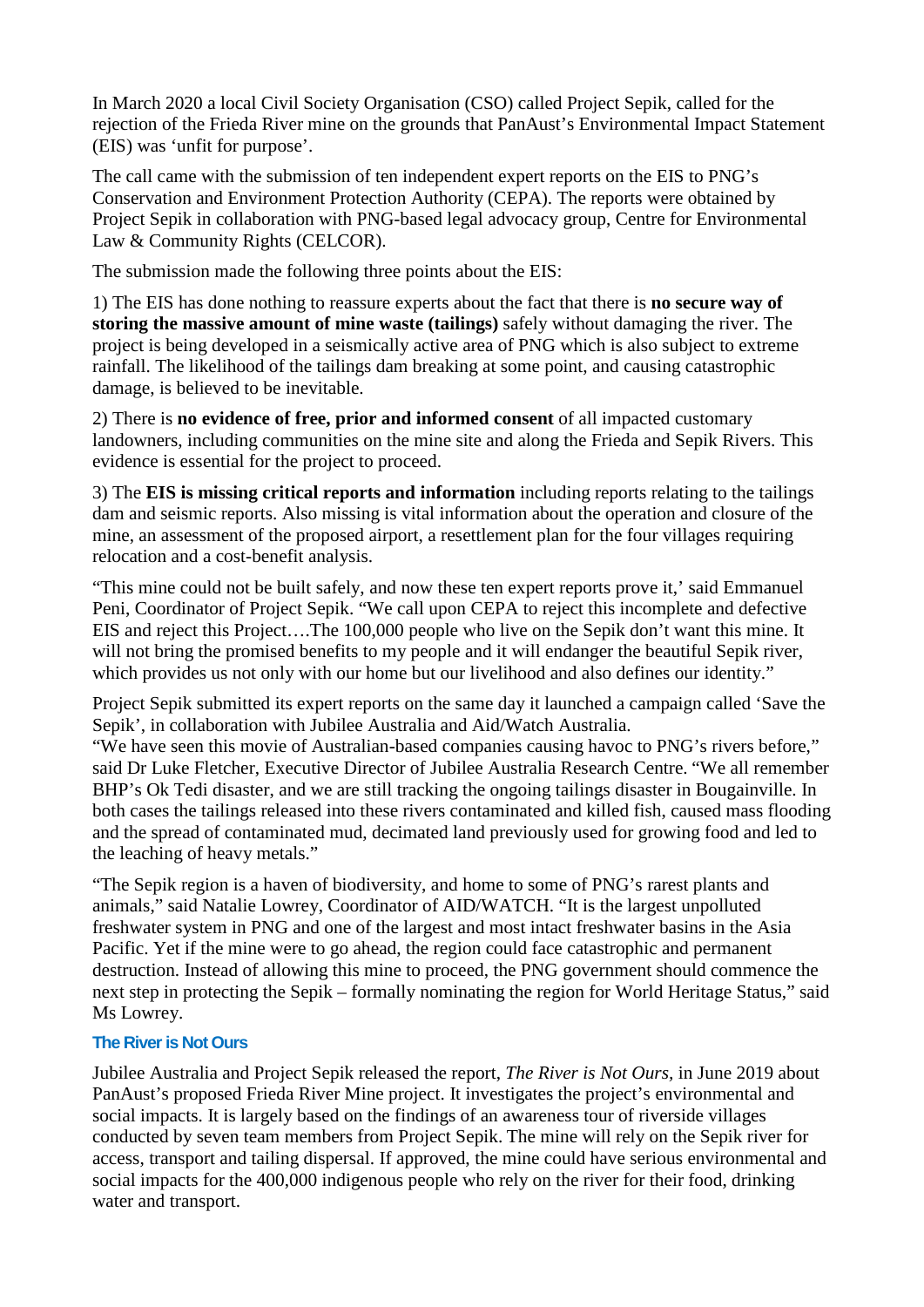In March 2020 a local Civil Society Organisation (CSO) called Project Sepik, called for the rejection of the Frieda River mine on the grounds that PanAust's Environmental Impact Statement (EIS) was 'unfit for purpose'.

The call came with the submission of ten independent expert reports on the EIS to PNG's Conservation and Environment Protection Authority (CEPA). The reports were obtained by Project Sepik in collaboration with PNG-based legal advocacy group, Centre for Environmental Law & Community Rights (CELCOR).

The submission made the following three points about the EIS:

1) The EIS has done nothing to reassure experts about the fact that there is **no secure way of storing the massive amount of mine waste (tailings)** safely without damaging the river. The project is being developed in a seismically active area of PNG which is also subject to extreme rainfall. The likelihood of the tailings dam breaking at some point, and causing catastrophic damage, is believed to be inevitable.

2) There is **no evidence of free, prior and informed consent** of all impacted customary landowners, including communities on the mine site and along the Frieda and Sepik Rivers. This evidence is essential for the project to proceed.

3) The **EIS is missing critical reports and information** including reports relating to the tailings dam and seismic reports. Also missing is vital information about the operation and closure of the mine, an assessment of the proposed airport, a resettlement plan for the four villages requiring relocation and a cost-benefit analysis.

"This mine could not be built safely, and now these ten expert reports prove it,' said Emmanuel Peni, Coordinator of Project Sepik. "We call upon CEPA to reject this incomplete and defective EIS and reject this Project….The 100,000 people who live on the Sepik don't want this mine. It will not bring the promised benefits to my people and it will endanger the beautiful Sepik river, which provides us not only with our home but our livelihood and also defines our identity."

Project Sepik submitted its expert reports on the same day it launched a campaign called 'Save the Sepik', in collaboration with Jubilee Australia and Aid/Watch Australia.
"We have seen this movie of Australian-based companies causing havoc to PNG's rivers before," said Dr Luke Fletcher, Executive Director of Jubilee Australia Research Centre. "We all remember BHP's Ok Tedi disaster, and we are still tracking the ongoing tailings disaster in Bougainville. In both cases the tailings released into these rivers contaminated and killed fish, caused mass flooding and the spread of contaminated mud, decimated land previously used for growing food and led to the leaching of heavy metals."

"The Sepik region is a haven of biodiversity, and home to some of PNG's rarest plants and animals," said Natalie Lowrey, Coordinator of AID/WATCH. "It is the largest unpolluted freshwater system in PNG and one of the largest and most intact freshwater basins in the Asia Pacific. Yet if the mine were to go ahead, the region could face catastrophic and permanent destruction. Instead of allowing this mine to proceed, the PNG government should commence the next step in protecting the Sepik – formally nominating the region for World Heritage Status," said Ms Lowrey.

### The River is Not Ours

Jubilee Australia and Project Sepik released the report, *The River is Not Ours*, in June 2019 about PanAust's proposed Frieda River Mine project. It investigates the project's environmental and social impacts. It is largely based on the findings of an awareness tour of riverside villages conducted by seven team members from Project Sepik. The mine will rely on the Sepik river for access, transport and tailing dispersal. If approved, the mine could have serious environmental and social impacts for the 400,000 indigenous people who rely on the river for their food, drinking water and transport.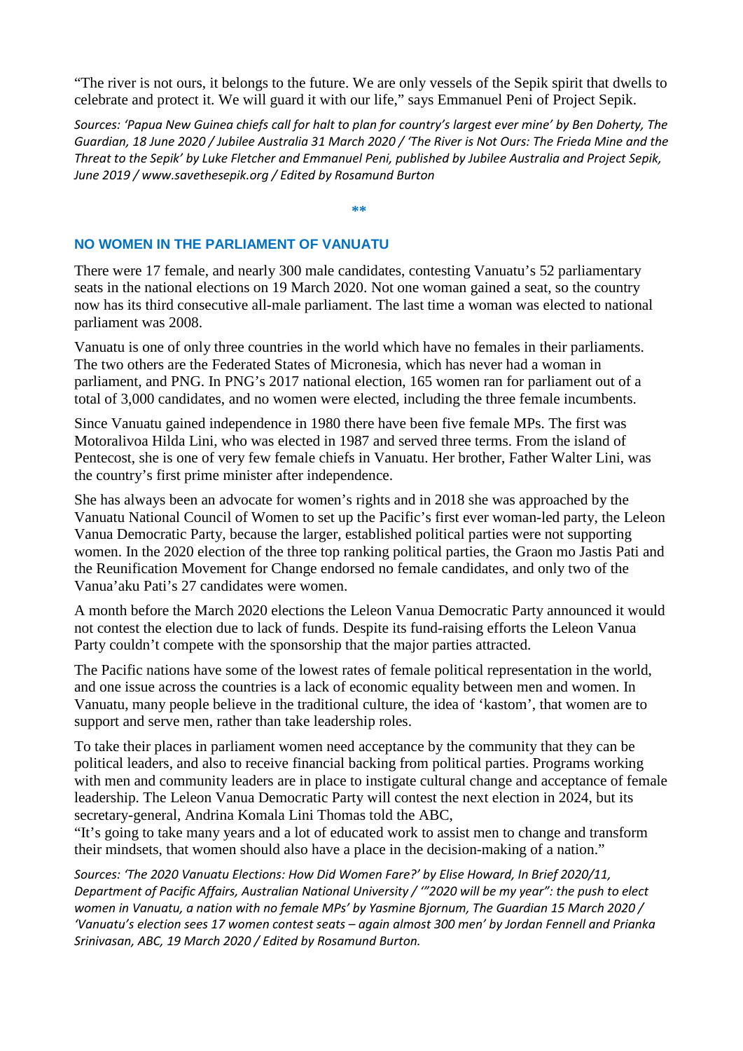"The river is not ours, it belongs to the future. We are only vessels of the Sepik spirit that dwells to celebrate and protect it. We will guard it with our life," says Emmanuel Peni of Project Sepik.

*Sources: 'Papua New Guinea chiefs call for halt to plan for country's largest ever mine' by Ben Doherty, The Guardian, 18 June 2020 / Jubilee Australia 31 March 2020 / 'The River is Not Ours: The Frieda Mine and the Threat to the Sepik' by Luke Fletcher and Emmanuel Peni, published by Jubilee Australia and Project Sepik, June 2019 / www.savethesepik.org / Edited by Rosamund Burton*

**

## NO WOMEN IN THE PARLIAMENT OF VANUATU

There were 17 female, and nearly 300 male candidates, contesting Vanuatu's 52 parliamentary seats in the national elections on 19 March 2020. Not one woman gained a seat, so the country now has its third consecutive all-male parliament. The last time a woman was elected to national parliament was 2008.

Vanuatu is one of only three countries in the world which have no females in their parliaments. The two others are the Federated States of Micronesia, which has never had a woman in parliament, and PNG. In PNG's 2017 national election, 165 women ran for parliament out of a total of 3,000 candidates, and no women were elected, including the three female incumbents.

Since Vanuatu gained independence in 1980 there have been five female MPs. The first was Motoralivoa Hilda Lini, who was elected in 1987 and served three terms. From the island of Pentecost, she is one of very few female chiefs in Vanuatu. Her brother, Father Walter Lini, was the country's first prime minister after independence.

She has always been an advocate for women's rights and in 2018 she was approached by the Vanuatu National Council of Women to set up the Pacific's first ever woman-led party, the Leleon Vanua Democratic Party, because the larger, established political parties were not supporting women. In the 2020 election of the three top ranking political parties, the Graon mo Jastis Pati and the Reunification Movement for Change endorsed no female candidates, and only two of the Vanua'aku Pati's 27 candidates were women.

A month before the March 2020 elections the Leleon Vanua Democratic Party announced it would not contest the election due to lack of funds. Despite its fund-raising efforts the Leleon Vanua Party couldn't compete with the sponsorship that the major parties attracted.

The Pacific nations have some of the lowest rates of female political representation in the world, and one issue across the countries is a lack of economic equality between men and women. In Vanuatu, many people believe in the traditional culture, the idea of 'kastom', that women are to support and serve men, rather than take leadership roles.

To take their places in parliament women need acceptance by the community that they can be political leaders, and also to receive financial backing from political parties. Programs working with men and community leaders are in place to instigate cultural change and acceptance of female leadership. The Leleon Vanua Democratic Party will contest the next election in 2024, but its secretary-general, Andrina Komala Lini Thomas told the ABC,
"It's going to take many years and a lot of educated work to assist men to change and transform their mindsets, that women should also have a place in the decision-making of a nation."

*Sources: 'The 2020 Vanuatu Elections: How Did Women Fare?' by Elise Howard, In Brief 2020/11, Department of Pacific Affairs, Australian National University / '"2020 will be my year": the push to elect women in Vanuatu, a nation with no female MPs' by Yasmine Bjornum, The Guardian 15 March 2020 / 'Vanuatu's election sees 17 women contest seats – again almost 300 men' by Jordan Fennell and Prianka Srinivasan, ABC, 19 March 2020 / Edited by Rosamund Burton.*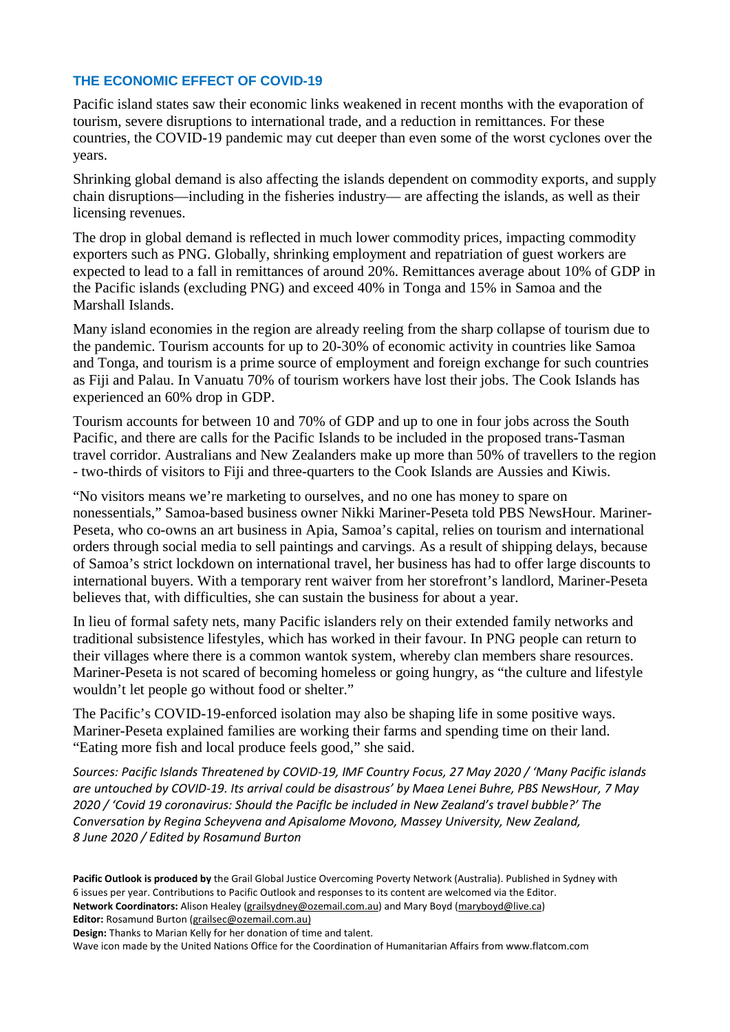## THE ECONOMIC EFFECT OF COVID-19

Pacific island states saw their economic links weakened in recent months with the evaporation of tourism, severe disruptions to international trade, and a reduction in remittances. For these countries, the COVID-19 pandemic may cut deeper than even some of the worst cyclones over the years.

Shrinking global demand is also affecting the islands dependent on commodity exports, and supply chain disruptions—including in the fisheries industry— are affecting the islands, as well as their licensing revenues.

The drop in global demand is reflected in much lower commodity prices, impacting commodity exporters such as PNG. Globally, shrinking employment and repatriation of guest workers are expected to lead to a fall in remittances of around 20%. Remittances average about 10% of GDP in the Pacific islands (excluding PNG) and exceed 40% in Tonga and 15% in Samoa and the Marshall Islands.

Many island economies in the region are already reeling from the sharp collapse of tourism due to the pandemic. Tourism accounts for up to 20-30% of economic activity in countries like Samoa and Tonga, and tourism is a prime source of employment and foreign exchange for such countries as Fiji and Palau. In Vanuatu 70% of tourism workers have lost their jobs. The Cook Islands has experienced an 60% drop in GDP.

Tourism accounts for between 10 and 70% of GDP and up to one in four jobs across the South Pacific, and there are calls for the Pacific Islands to be included in the proposed trans-Tasman travel corridor. Australians and New Zealanders make up more than 50% of travellers to the region - two-thirds of visitors to Fiji and three-quarters to the Cook Islands are Aussies and Kiwis.

"No visitors means we're marketing to ourselves, and no one has money to spare on nonessentials," Samoa-based business owner Nikki Mariner-Peseta told PBS NewsHour. Mariner-Peseta, who co-owns an art business in Apia, Samoa's capital, relies on tourism and international orders through social media to sell paintings and carvings. As a result of shipping delays, because of Samoa's strict lockdown on international travel, her business has had to offer large discounts to international buyers. With a temporary rent waiver from her storefront's landlord, Mariner-Peseta believes that, with difficulties, she can sustain the business for about a year.

In lieu of formal safety nets, many Pacific islanders rely on their extended family networks and traditional subsistence lifestyles, which has worked in their favour. In PNG people can return to their villages where there is a common wantok system, whereby clan members share resources. Mariner-Peseta is not scared of becoming homeless or going hungry, as "the culture and lifestyle wouldn't let people go without food or shelter."

The Pacific's COVID-19-enforced isolation may also be shaping life in some positive ways. Mariner-Peseta explained families are working their farms and spending time on their land. "Eating more fish and local produce feels good," she said.

*Sources: Pacific Islands Threatened by COVID-19, IMF Country Focus, 27 May 2020 / 'Many Pacific islands are untouched by COVID-19. Its arrival could be disastrous' by Maea Lenei Buhre, PBS NewsHour, 7 May 2020 / 'Covid 19 coronavirus: Should the Pacific be included in New Zealand's travel bubble?' The Conversation by Regina Scheyvena and Apisalome Movono, Massey University, New Zealand, 8 June 2020 / Edited by Rosamund Burton*

**Pacific Outlook is produced by** the Grail Global Justice Overcoming Poverty Network (Australia). Published in Sydney with 6 issues per year. Contributions to Pacific Outlook and responses to its content are welcomed via the Editor.
**Network Coordinators:** Alison Healey (grailsydney@ozemail.com.au) and Mary Boyd (maryboyd@live.ca)
**Editor:** Rosamund Burton (grailsec@ozemail.com.au)
**Design:** Thanks to Marian Kelly for her donation of time and talent.
Wave icon made by the United Nations Office for the Coordination of Humanitarian Affairs from www.flatcom.com